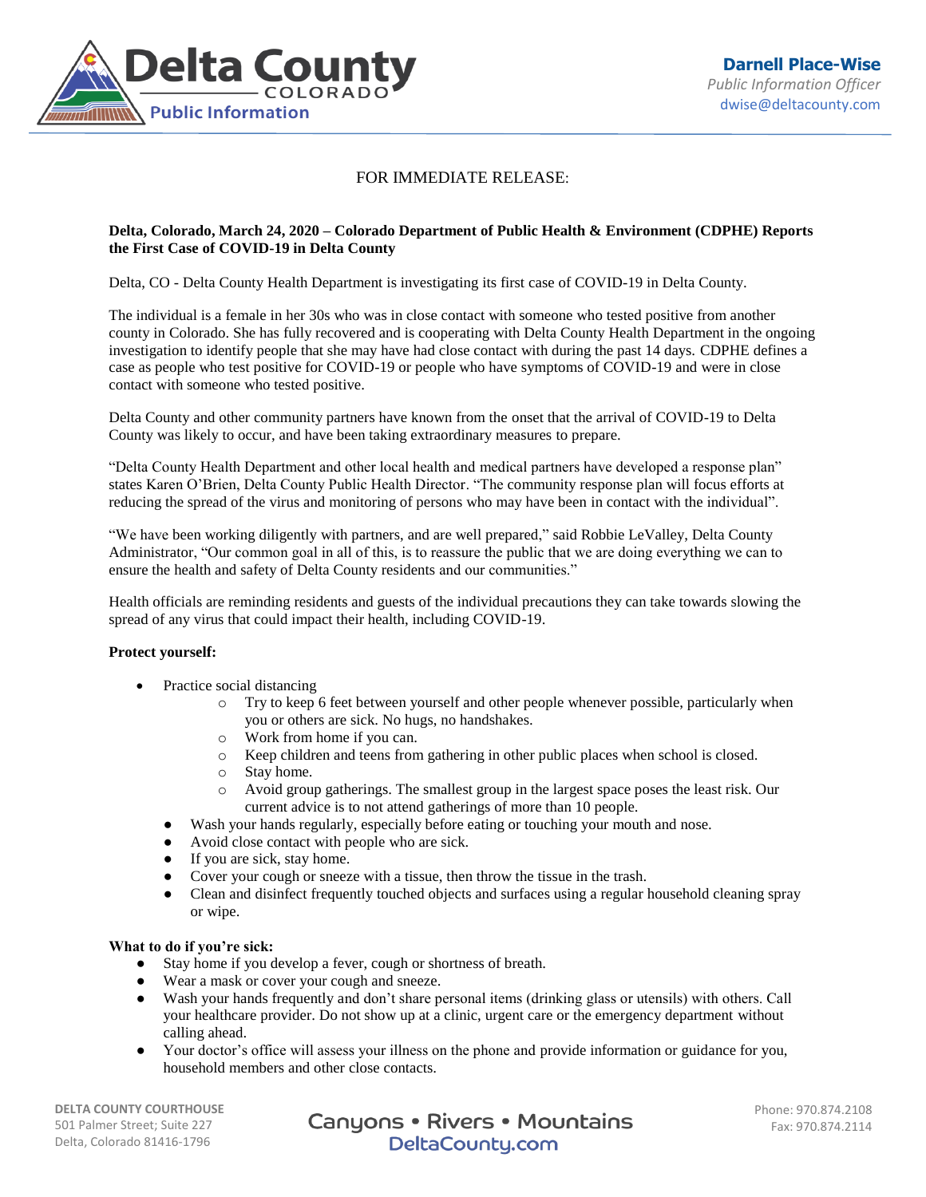Delta County COLORADO
Public Information

**Darnell Place-Wise**
*Public Information Officer*
dwise@deltacounty.com

FOR IMMEDIATE RELEASE:

**Delta, Colorado, March 24, 2020 – Colorado Department of Public Health & Environment (CDPHE) Reports the First Case of COVID-19 in Delta County**

Delta, CO - Delta County Health Department is investigating its first case of COVID-19 in Delta County.

The individual is a female in her 30s who was in close contact with someone who tested positive from another county in Colorado. She has fully recovered and is cooperating with Delta County Health Department in the ongoing investigation to identify people that she may have had close contact with during the past 14 days. CDPHE defines a case as people who test positive for COVID-19 or people who have symptoms of COVID-19 and were in close contact with someone who tested positive.

Delta County and other community partners have known from the onset that the arrival of COVID-19 to Delta County was likely to occur, and have been taking extraordinary measures to prepare.

"Delta County Health Department and other local health and medical partners have developed a response plan" states Karen O'Brien, Delta County Public Health Director. "The community response plan will focus efforts at reducing the spread of the virus and monitoring of persons who may have been in contact with the individual".

"We have been working diligently with partners, and are well prepared," said Robbie LeValley, Delta County Administrator, "Our common goal in all of this, is to reassure the public that we are doing everything we can to ensure the health and safety of Delta County residents and our communities."

Health officials are reminding residents and guests of the individual precautions they can take towards slowing the spread of any virus that could impact their health, including COVID-19.

**Protect yourself:**

- Practice social distancing
  - Try to keep 6 feet between yourself and other people whenever possible, particularly when you or others are sick. No hugs, no handshakes.
  - Work from home if you can.
  - Keep children and teens from gathering in other public places when school is closed.
  - Stay home.
  - Avoid group gatherings. The smallest group in the largest space poses the least risk. Our current advice is to not attend gatherings of more than 10 people.
- Wash your hands regularly, especially before eating or touching your mouth and nose.
- Avoid close contact with people who are sick.
- If you are sick, stay home.
- Cover your cough or sneeze with a tissue, then throw the tissue in the trash.
- Clean and disinfect frequently touched objects and surfaces using a regular household cleaning spray or wipe.

**What to do if you're sick:**

- Stay home if you develop a fever, cough or shortness of breath.
- Wear a mask or cover your cough and sneeze.
- Wash your hands frequently and don't share personal items (drinking glass or utensils) with others. Call your healthcare provider. Do not show up at a clinic, urgent care or the emergency department without calling ahead.
- Your doctor's office will assess your illness on the phone and provide information or guidance for you, household members and other close contacts.

**DELTA COUNTY COURTHOUSE**
501 Palmer Street; Suite 227
Delta, Colorado 81416-1796

Canyons • Rivers • Mountains
DeltaCounty.com

Phone: 970.874.2108
Fax: 970.874.2114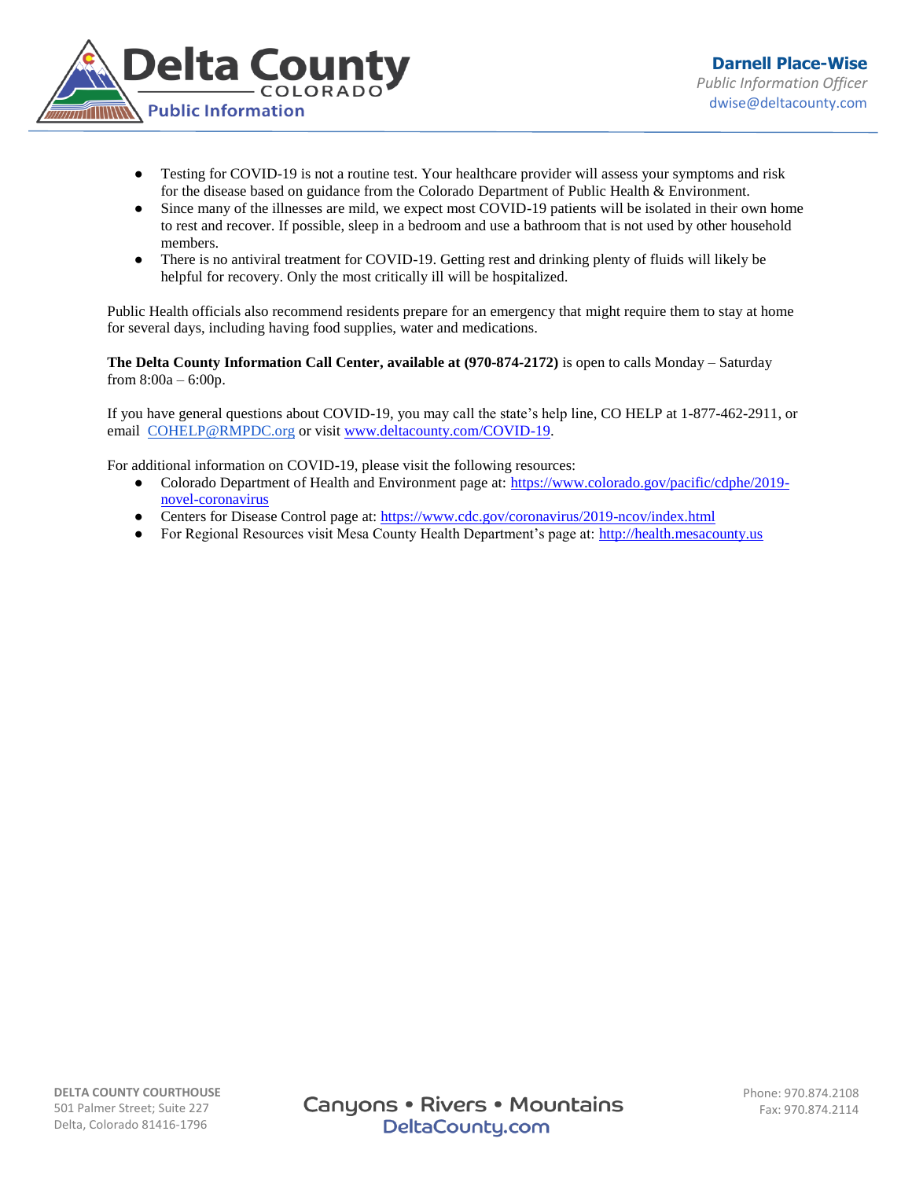- Testing for COVID-19 is not a routine test. Your healthcare provider will assess your symptoms and risk for the disease based on guidance from the Colorado Department of Public Health & Environment.
- Since many of the illnesses are mild, we expect most COVID-19 patients will be isolated in their own home to rest and recover. If possible, sleep in a bedroom and use a bathroom that is not used by other household members.
- There is no antiviral treatment for COVID-19. Getting rest and drinking plenty of fluids will likely be helpful for recovery. Only the most critically ill will be hospitalized.

Public Health officials also recommend residents prepare for an emergency that might require them to stay at home for several days, including having food supplies, water and medications.

**The Delta County Information Call Center, available at (970-874-2172)** is open to calls Monday – Saturday from 8:00a – 6:00p.

If you have general questions about COVID-19, you may call the state's help line, CO HELP at 1-877-462-2911, or email COHELP@RMPDC.org or visit www.deltacounty.com/COVID-19.

For additional information on COVID-19, please visit the following resources:

- Colorado Department of Health and Environment page at: https://www.colorado.gov/pacific/cdphe/2019-novel-coronavirus
- Centers for Disease Control page at: https://www.cdc.gov/coronavirus/2019-ncov/index.html
- For Regional Resources visit Mesa County Health Department's page at: http://health.mesacounty.us